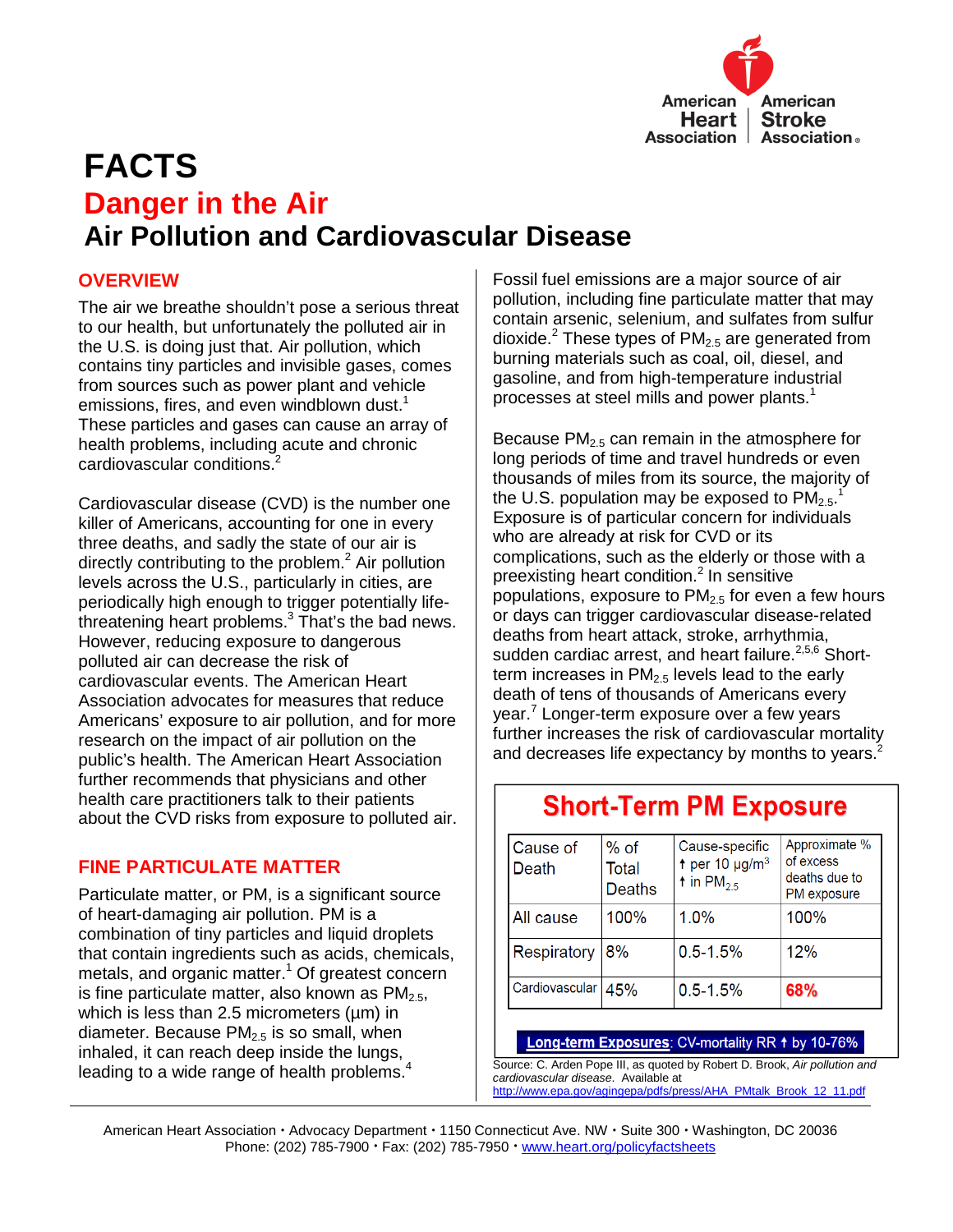# FACTS

## Danger in the Air

## Air Pollution and Cardiovascular Disease

### OVERVIEW

The air we breathe shouldn't pose a serious threat to our health, but unfortunately the polluted air in the U.S. is doing just that. Air pollution, which contains tiny particles and invisible gases, comes from sources such as power plant and vehicle emissions, fires, and even windblown dust.[1] These particles and gases can cause an array of health problems, including acute and chronic cardiovascular conditions.[2]

Cardiovascular disease (CVD) is the number one killer of Americans, accounting for one in every three deaths, and sadly the state of our air is directly contributing to the problem.[2] Air pollution levels across the U.S., particularly in cities, are periodically high enough to trigger potentially life-threatening heart problems.[3] That's the bad news. However, reducing exposure to dangerous polluted air can decrease the risk of cardiovascular events. The American Heart Association advocates for measures that reduce Americans' exposure to air pollution, and for more research on the impact of air pollution on the public's health. The American Heart Association further recommends that physicians and other health care practitioners talk to their patients about the CVD risks from exposure to polluted air.

### FINE PARTICULATE MATTER

Particulate matter, or PM, is a significant source of heart-damaging air pollution. PM is a combination of tiny particles and liquid droplets that contain ingredients such as acids, chemicals, metals, and organic matter.[1] Of greatest concern is fine particulate matter, also known as $PM_{2.5}$, which is less than 2.5 micrometers (µm) in diameter. Because $PM_{2.5}$ is so small, when inhaled, it can reach deep inside the lungs, leading to a wide range of health problems.[4]

Fossil fuel emissions are a major source of air pollution, including fine particulate matter that may contain arsenic, selenium, and sulfates from sulfur dioxide.[2] These types of $PM_{2.5}$ are generated from burning materials such as coal, oil, diesel, and gasoline, and from high-temperature industrial processes at steel mills and power plants.[1]

Because $PM_{2.5}$ can remain in the atmosphere for long periods of time and travel hundreds or even thousands of miles from its source, the majority of the U.S. population may be exposed to $PM_{2.5}$.[1] Exposure is of particular concern for individuals who are already at risk for CVD or its complications, such as the elderly or those with a preexisting heart condition.[2] In sensitive populations, exposure to $PM_{2.5}$ for even a few hours or days can trigger cardiovascular disease-related deaths from heart attack, stroke, arrhythmia, sudden cardiac arrest, and heart failure.[2,5,6] Short-term increases in $PM_{2.5}$ levels lead to the early death of tens of thousands of Americans every year.[7] Longer-term exposure over a few years further increases the risk of cardiovascular mortality and decreases life expectancy by months to years.[2]

**Short-Term PM Exposure**

| Cause of Death | % of Total Deaths | Cause-specific ↑ per 10 µg/m$^3$ ↑ in $PM_{2.5}$ | Approximate % of excess deaths due to PM exposure |
|---|---|---|---|
| All cause | 100% | 1.0% | 100% |
| Respiratory | 8% | 0.5-1.5% | 12% |
| Cardiovascular | 45% | 0.5-1.5% | **68%** |

**Long-term Exposures**: CV-mortality RR ↑ by 10-76%

Source: C. Arden Pope III, as quoted by Robert D. Brook, *Air pollution and cardiovascular disease*. Available at http://www.epa.gov/agingepa/pdfs/press/AHA_PMtalk_Brook_12_11.pdf

American Heart Association • Advocacy Department • 1150 Connecticut Ave. NW • Suite 300 • Washington, DC 20036
Phone: (202) 785-7900 • Fax: (202) 785-7950 • www.heart.org/policyfactsheets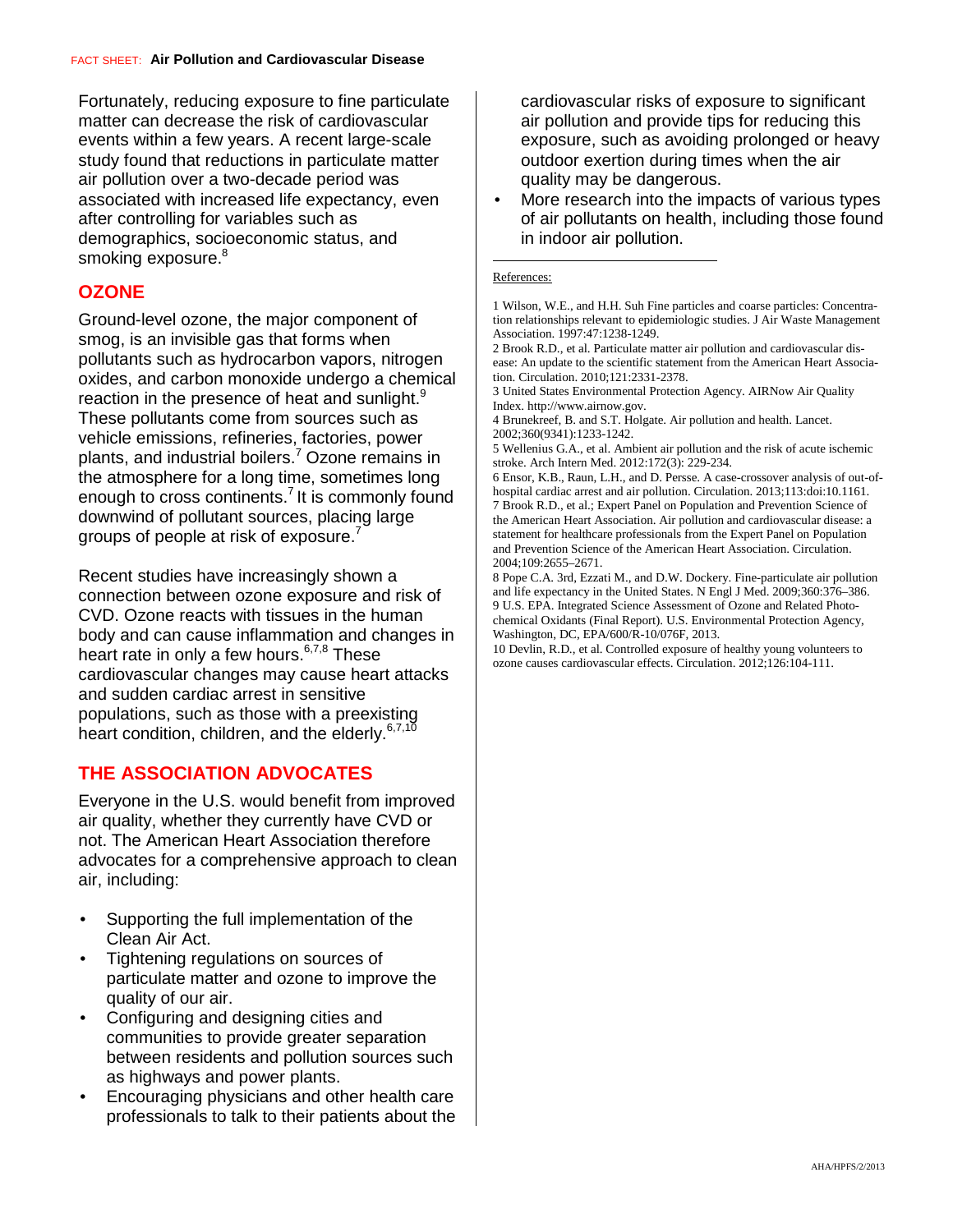Fortunately, reducing exposure to fine particulate matter can decrease the risk of cardiovascular events within a few years. A recent large-scale study found that reductions in particulate matter air pollution over a two-decade period was associated with increased life expectancy, even after controlling for variables such as demographics, socioeconomic status, and smoking exposure.[8]

## OZONE

Ground-level ozone, the major component of smog, is an invisible gas that forms when pollutants such as hydrocarbon vapors, nitrogen oxides, and carbon monoxide undergo a chemical reaction in the presence of heat and sunlight.[9] These pollutants come from sources such as vehicle emissions, refineries, factories, power plants, and industrial boilers.[7] Ozone remains in the atmosphere for a long time, sometimes long enough to cross continents.[7] It is commonly found downwind of pollutant sources, placing large groups of people at risk of exposure.[7]

Recent studies have increasingly shown a connection between ozone exposure and risk of CVD. Ozone reacts with tissues in the human body and can cause inflammation and changes in heart rate in only a few hours.[6,7,8] These cardiovascular changes may cause heart attacks and sudden cardiac arrest in sensitive populations, such as those with a preexisting heart condition, children, and the elderly.[6,7,10]

## THE ASSOCIATION ADVOCATES

Everyone in the U.S. would benefit from improved air quality, whether they currently have CVD or not. The American Heart Association therefore advocates for a comprehensive approach to clean air, including:

- Supporting the full implementation of the Clean Air Act.
- Tightening regulations on sources of particulate matter and ozone to improve the quality of our air.
- Configuring and designing cities and communities to provide greater separation between residents and pollution sources such as highways and power plants.
- Encouraging physicians and other health care professionals to talk to their patients about the cardiovascular risks of exposure to significant air pollution and provide tips for reducing this exposure, such as avoiding prolonged or heavy outdoor exertion during times when the air quality may be dangerous.
- More research into the impacts of various types of air pollutants on health, including those found in indoor air pollution.

References:

1 Wilson, W.E., and H.H. Suh Fine particles and coarse particles: Concentration relationships relevant to epidemiologic studies. J Air Waste Management Association. 1997:47:1238-1249.
2 Brook R.D., et al. Particulate matter air pollution and cardiovascular disease: An update to the scientific statement from the American Heart Association. Circulation. 2010;121:2331-2378.
3 United States Environmental Protection Agency. AIRNow Air Quality Index. http://www.airnow.gov.
4 Brunekreef, B. and S.T. Holgate. Air pollution and health. Lancet. 2002;360(9341):1233-1242.
5 Wellenius G.A., et al. Ambient air pollution and the risk of acute ischemic stroke. Arch Intern Med. 2012:172(3): 229-234.
6 Ensor, K.B., Raun, L.H., and D. Persse. A case-crossover analysis of out-of-hospital cardiac arrest and air pollution. Circulation. 2013;113:doi:10.1161.
7 Brook R.D., et al.; Expert Panel on Population and Prevention Science of the American Heart Association. Air pollution and cardiovascular disease: a statement for healthcare professionals from the Expert Panel on Population and Prevention Science of the American Heart Association. Circulation. 2004;109:2655–2671.
8 Pope C.A. 3rd, Ezzati M., and D.W. Dockery. Fine-particulate air pollution and life expectancy in the United States. N Engl J Med. 2009;360:376–386.
9 U.S. EPA. Integrated Science Assessment of Ozone and Related Photochemical Oxidants (Final Report). U.S. Environmental Protection Agency, Washington, DC, EPA/600/R-10/076F, 2013.
10 Devlin, R.D., et al. Controlled exposure of healthy young volunteers to ozone causes cardiovascular effects. Circulation. 2012;126:104-111.

AHA/HPFS/2/2013